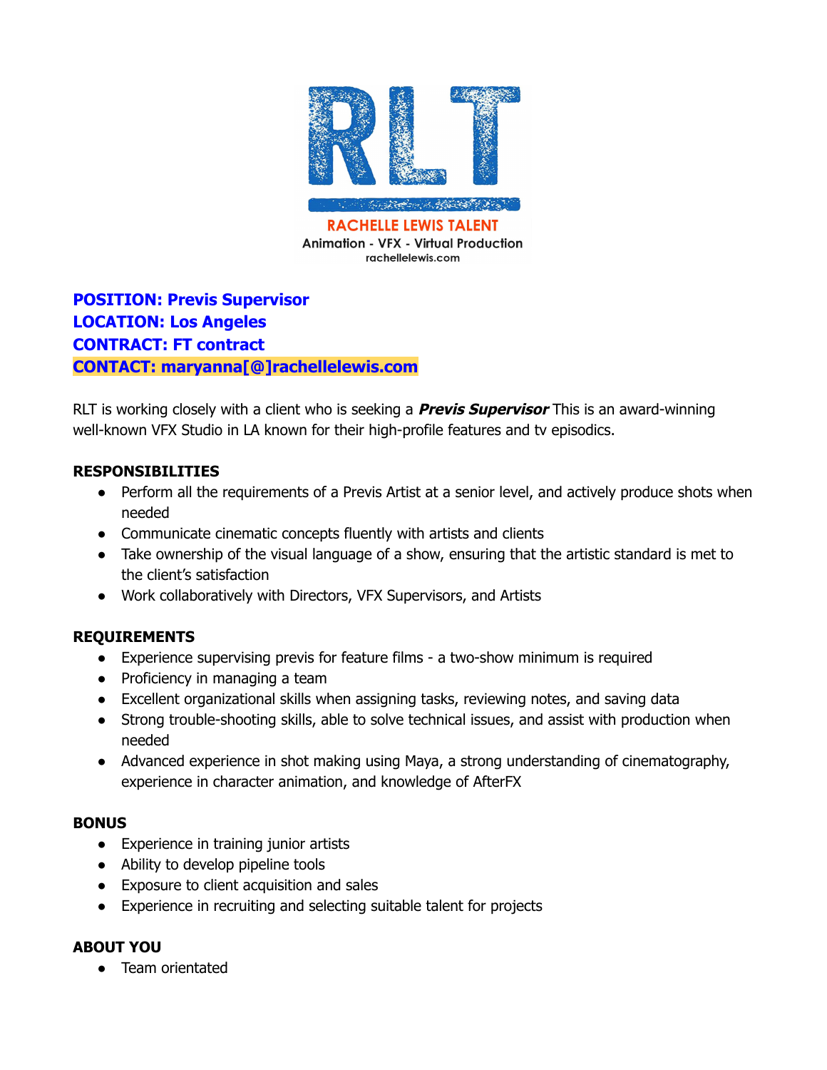RLT

RACHELLE LEWIS TALENT

Animation - VFX - Virtual Production

rachellelewis.com

**POSITION: Previs Supervisor**
**LOCATION: Los Angeles**
**CONTRACT: FT contract**
**CONTACT: maryanna[@]rachellelewis.com**

RLT is working closely with a client who is seeking a ***Previs Supervisor*** This is an award-winning well-known VFX Studio in LA known for their high-profile features and tv episodics.

**RESPONSIBILITIES**

- Perform all the requirements of a Previs Artist at a senior level, and actively produce shots when needed
- Communicate cinematic concepts fluently with artists and clients
- Take ownership of the visual language of a show, ensuring that the artistic standard is met to the client's satisfaction
- Work collaboratively with Directors, VFX Supervisors, and Artists

**REQUIREMENTS**

- Experience supervising previs for feature films - a two-show minimum is required
- Proficiency in managing a team
- Excellent organizational skills when assigning tasks, reviewing notes, and saving data
- Strong trouble-shooting skills, able to solve technical issues, and assist with production when needed
- Advanced experience in shot making using Maya, a strong understanding of cinematography, experience in character animation, and knowledge of AfterFX

**BONUS**

- Experience in training junior artists
- Ability to develop pipeline tools
- Exposure to client acquisition and sales
- Experience in recruiting and selecting suitable talent for projects

**ABOUT YOU**

- Team orientated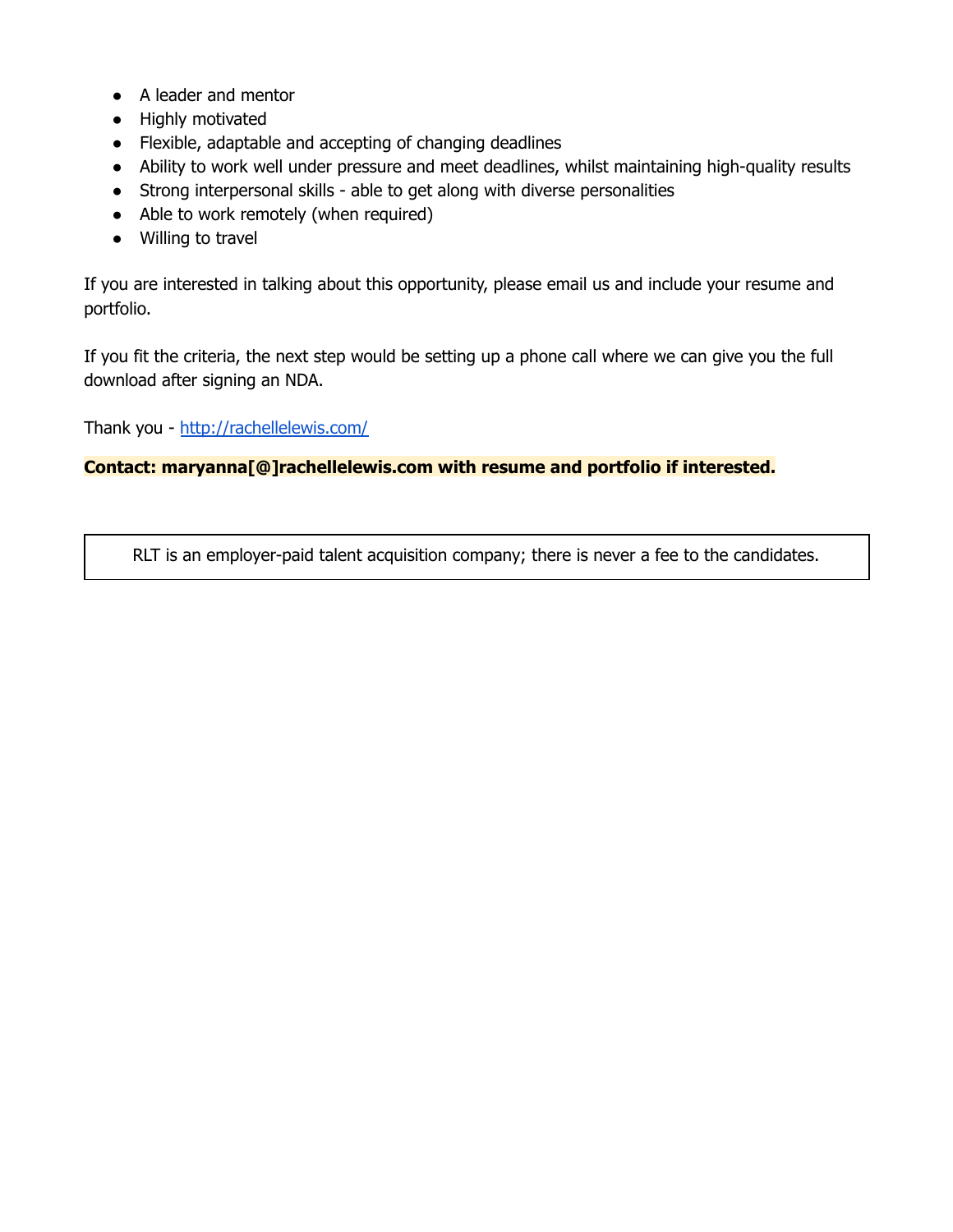- A leader and mentor
- Highly motivated
- Flexible, adaptable and accepting of changing deadlines
- Ability to work well under pressure and meet deadlines, whilst maintaining high-quality results
- Strong interpersonal skills - able to get along with diverse personalities
- Able to work remotely (when required)
- Willing to travel

If you are interested in talking about this opportunity, please email us and include your resume and portfolio.

If you fit the criteria, the next step would be setting up a phone call where we can give you the full download after signing an NDA.

Thank you - [http://rachellelewis.com/](http://rachellelewis.com/)

**Contact: maryanna[@]rachellelewis.com with resume and portfolio if interested.**

RLT is an employer-paid talent acquisition company; there is never a fee to the candidates.